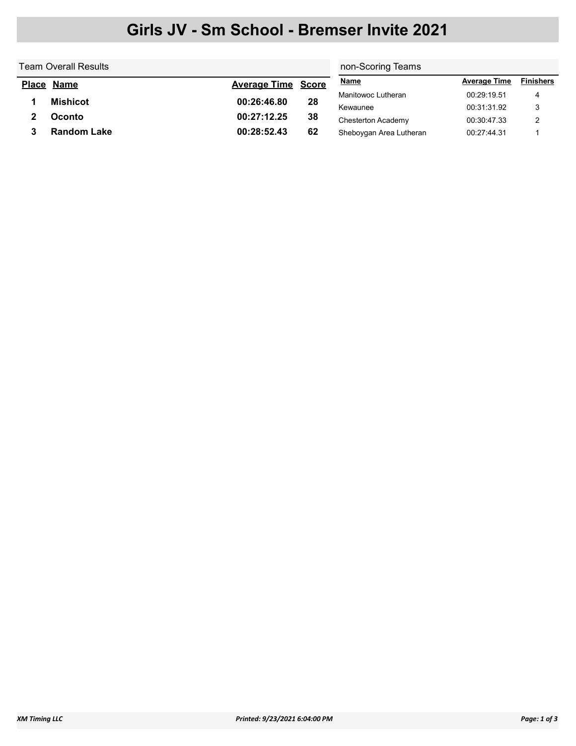# Girls JV - Sm School - Bremser Invite 2021

## Team Overall Results

| Place | Name | Average Time | Score |
| --- | --- | --- | --- |
| 1 | Mishicot | 00:26:46.80 | 28 |
| 2 | Oconto | 00:27:12.25 | 38 |
| 3 | Random Lake | 00:28:52.43 | 62 |

## non-Scoring Teams

| Name | Average Time | Finishers |
| --- | --- | --- |
| Manitowoc Lutheran | 00:29:19.51 | 4 |
| Kewaunee | 00:31:31.92 | 3 |
| Chesterton Academy | 00:30:47.33 | 2 |
| Sheboygan Area Lutheran | 00:27:44.31 | 1 |

*XM Timing LLC* *Printed: 9/23/2021 6:04:00 PM*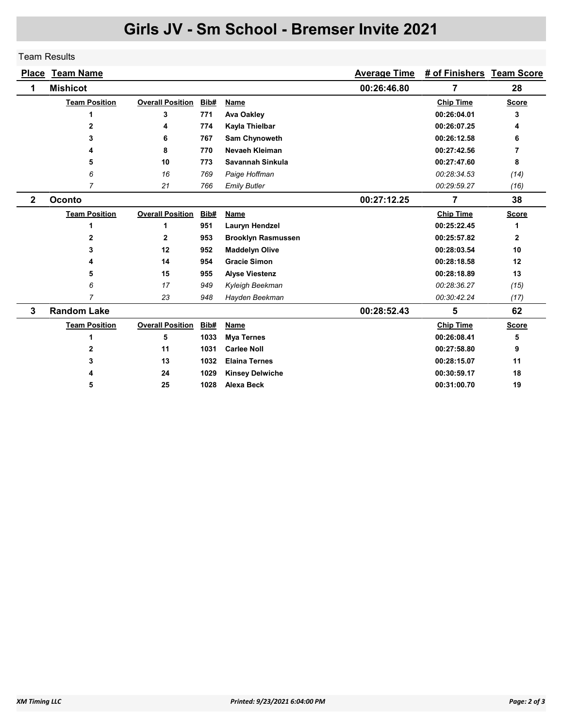# Girls JV - Sm School - Bremser Invite 2021

Team Results

| Place | Team Name | Average Time | # of Finishers | Team Score |
|---|---|---|---|---|
| 1 | Mishicot | 00:26:46.80 | 7 | 28 |

| Team Position | Overall Position | Bib# | Name | Chip Time | Score |
|---|---|---|---|---|---|
| 1 | 3 | 771 | Ava Oakley | 00:26:04.01 | 3 |
| 2 | 4 | 774 | Kayla Thielbar | 00:26:07.25 | 4 |
| 3 | 6 | 767 | Sam Chynoweth | 00:26:12.58 | 6 |
| 4 | 8 | 770 | Nevaeh Kleiman | 00:27:42.56 | 7 |
| 5 | 10 | 773 | Savannah Sinkula | 00:27:47.60 | 8 |
| *6* | *16* | *769* | *Paige Hoffman* | *00:28:34.53* | *(14)* |
| *7* | *21* | *766* | *Emily Butler* | *00:29:59.27* | *(16)* |

| Place | Team Name | Average Time | # of Finishers | Team Score |
|---|---|---|---|---|
| 2 | Oconto | 00:27:12.25 | 7 | 38 |

| Team Position | Overall Position | Bib# | Name | Chip Time | Score |
|---|---|---|---|---|---|
| 1 | 1 | 951 | Lauryn Hendzel | 00:25:22.45 | 1 |
| 2 | 2 | 953 | Brooklyn Rasmussen | 00:25:57.82 | 2 |
| 3 | 12 | 952 | Maddelyn Olive | 00:28:03.54 | 10 |
| 4 | 14 | 954 | Gracie Simon | 00:28:18.58 | 12 |
| 5 | 15 | 955 | Alyse Viestenz | 00:28:18.89 | 13 |
| *6* | *17* | *949* | *Kyleigh Beekman* | *00:28:36.27* | *(15)* |
| *7* | *23* | *948* | *Hayden Beekman* | *00:30:42.24* | *(17)* |

| Place | Team Name | Average Time | # of Finishers | Team Score |
|---|---|---|---|---|
| 3 | Random Lake | 00:28:52.43 | 5 | 62 |

| Team Position | Overall Position | Bib# | Name | Chip Time | Score |
|---|---|---|---|---|---|
| 1 | 5 | 1033 | Mya Ternes | 00:26:08.41 | 5 |
| 2 | 11 | 1031 | Carlee Noll | 00:27:58.80 | 9 |
| 3 | 13 | 1032 | Elaina Ternes | 00:28:15.07 | 11 |
| 4 | 24 | 1029 | Kinsey Delwiche | 00:30:59.17 | 18 |
| 5 | 25 | 1028 | Alexa Beck | 00:31:00.70 | 19 |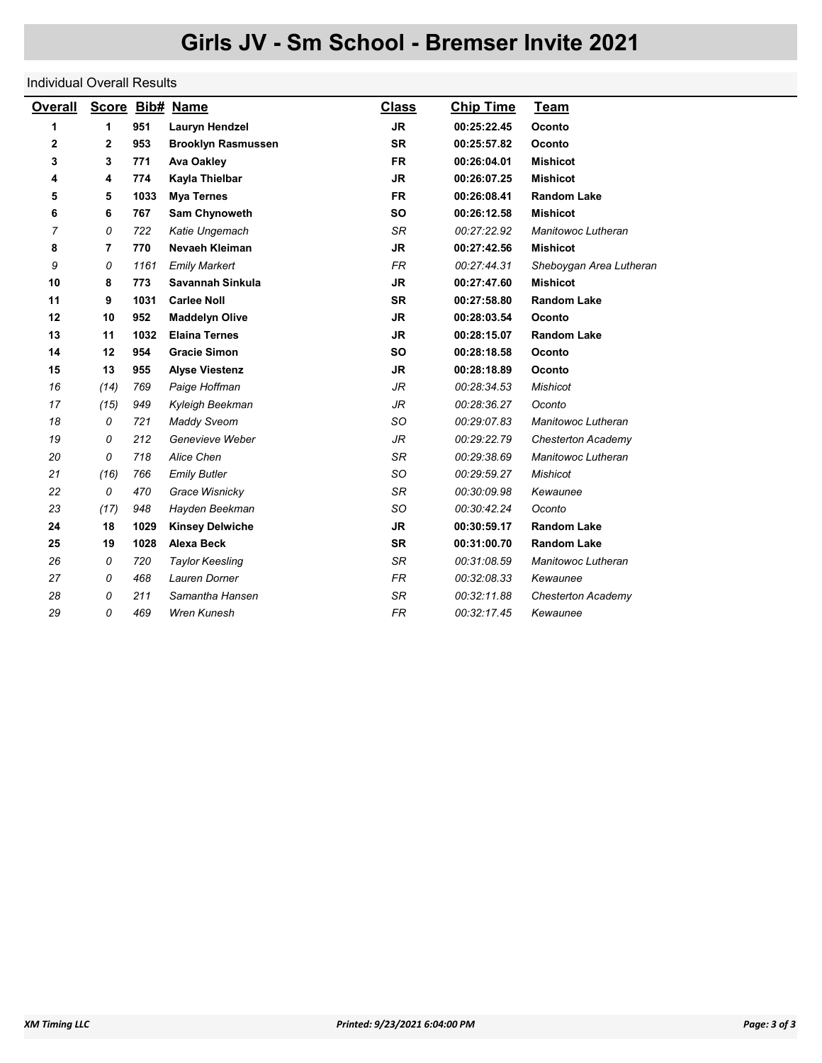# Girls JV - Sm School - Bremser Invite 2021

Individual Overall Results

| Overall | Score | Bib# | Name | Class | Chip Time | Team |
|---|---|---|---|---|---|---|
| **1** | **1** | **951** | **Lauryn Hendzel** | **JR** | **00:25:22.45** | **Oconto** |
| **2** | **2** | **953** | **Brooklyn Rasmussen** | **SR** | **00:25:57.82** | **Oconto** |
| **3** | **3** | **771** | **Ava Oakley** | **FR** | **00:26:04.01** | **Mishicot** |
| **4** | **4** | **774** | **Kayla Thielbar** | **JR** | **00:26:07.25** | **Mishicot** |
| **5** | **5** | **1033** | **Mya Ternes** | **FR** | **00:26:08.41** | **Random Lake** |
| **6** | **6** | **767** | **Sam Chynoweth** | **SO** | **00:26:12.58** | **Mishicot** |
| *7* | *0* | *722* | *Katie Ungemach* | *SR* | *00:27:22.92* | *Manitowoc Lutheran* |
| **8** | **7** | **770** | **Nevaeh Kleiman** | **JR** | **00:27:42.56** | **Mishicot** |
| *9* | *0* | *1161* | *Emily Markert* | *FR* | *00:27:44.31* | *Sheboygan Area Lutheran* |
| **10** | **8** | **773** | **Savannah Sinkula** | **JR** | **00:27:47.60** | **Mishicot** |
| **11** | **9** | **1031** | **Carlee Noll** | **SR** | **00:27:58.80** | **Random Lake** |
| **12** | **10** | **952** | **Maddelyn Olive** | **JR** | **00:28:03.54** | **Oconto** |
| **13** | **11** | **1032** | **Elaina Ternes** | **JR** | **00:28:15.07** | **Random Lake** |
| **14** | **12** | **954** | **Gracie Simon** | **SO** | **00:28:18.58** | **Oconto** |
| **15** | **13** | **955** | **Alyse Viestenz** | **JR** | **00:28:18.89** | **Oconto** |
| *16* | *(14)* | *769* | *Paige Hoffman* | *JR* | *00:28:34.53* | *Mishicot* |
| *17* | *(15)* | *949* | *Kyleigh Beekman* | *JR* | *00:28:36.27* | *Oconto* |
| *18* | *0* | *721* | *Maddy Sveom* | *SO* | *00:29:07.83* | *Manitowoc Lutheran* |
| *19* | *0* | *212* | *Genevieve Weber* | *JR* | *00:29:22.79* | *Chesterton Academy* |
| *20* | *0* | *718* | *Alice Chen* | *SR* | *00:29:38.69* | *Manitowoc Lutheran* |
| *21* | *(16)* | *766* | *Emily Butler* | *SO* | *00:29:59.27* | *Mishicot* |
| *22* | *0* | *470* | *Grace Wisnicky* | *SR* | *00:30:09.98* | *Kewaunee* |
| *23* | *(17)* | *948* | *Hayden Beekman* | *SO* | *00:30:42.24* | *Oconto* |
| **24** | **18** | **1029** | **Kinsey Delwiche** | **JR** | **00:30:59.17** | **Random Lake** |
| **25** | **19** | **1028** | **Alexa Beck** | **SR** | **00:31:00.70** | **Random Lake** |
| *26* | *0* | *720* | *Taylor Keesling* | *SR* | *00:31:08.59* | *Manitowoc Lutheran* |
| *27* | *0* | *468* | *Lauren Dorner* | *FR* | *00:32:08.33* | *Kewaunee* |
| *28* | *0* | *211* | *Samantha Hansen* | *SR* | *00:32:11.88* | *Chesterton Academy* |
| *29* | *0* | *469* | *Wren Kunesh* | *FR* | *00:32:17.45* | *Kewaunee* |

*XM Timing LLC* *Printed: 9/23/2021 6:04:00 PM*